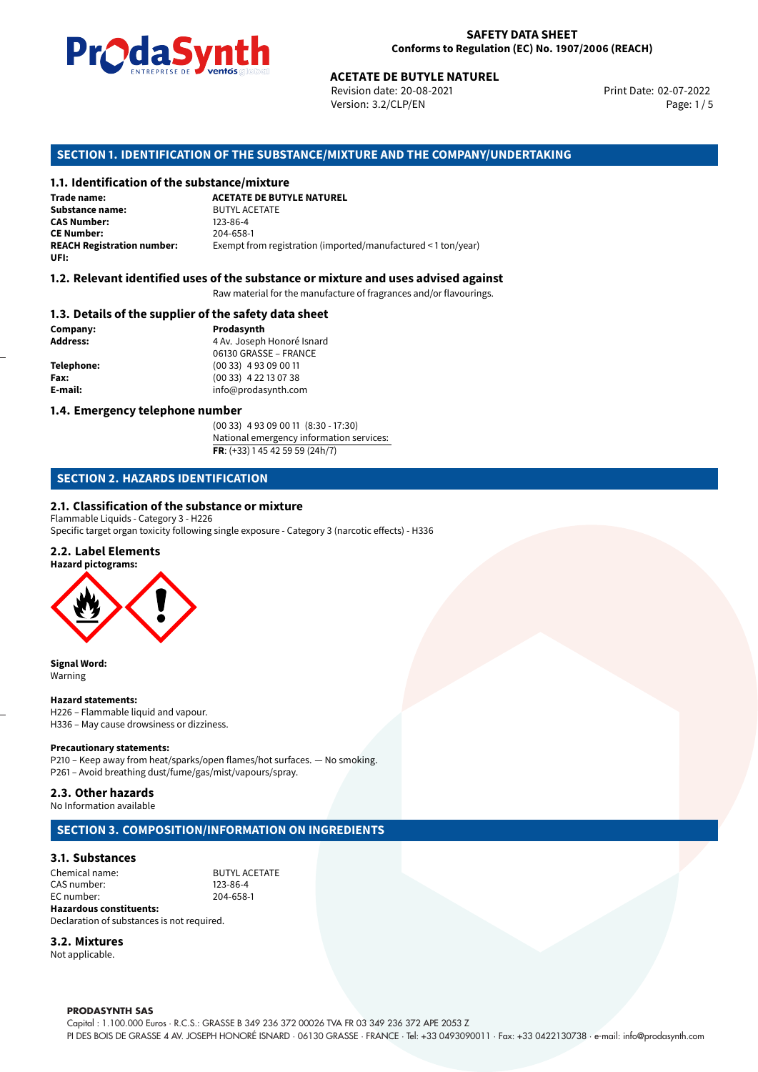**SAFETY DATA SHEET**
**Conforms to Regulation (EC) No. 1907/2006 (REACH)**

**ACETATE DE BUTYLE NATUREL**
Revision date: 20-08-2021
Version: 3.2/CLP/EN
Print Date: 02-07-2022

## SECTION 1. IDENTIFICATION OF THE SUBSTANCE/MIXTURE AND THE COMPANY/UNDERTAKING

### 1.1. Identification of the substance/mixture

**Trade name:** **ACETATE DE BUTYLE NATUREL**
**Substance name:** BUTYL ACETATE
**CAS Number:** 123-86-4
**CE Number:** 204-658-1
**REACH Registration number:** Exempt from registration (imported/manufactured < 1 ton/year)
**UFI:**

### 1.2. Relevant identified uses of the substance or mixture and uses advised against

Raw material for the manufacture of fragrances and/or flavourings.

### 1.3. Details of the supplier of the safety data sheet

**Company:** **Prodasynth**
**Address:** 4 Av. Joseph Honoré Isnard
06130 GRASSE – FRANCE
**Telephone:** (00 33) 4 93 09 00 11
**Fax:** (00 33) 4 22 13 07 38
**E-mail:** info@prodasynth.com

### 1.4. Emergency telephone number

(00 33) 4 93 09 00 11 (8:30 - 17:30)
National emergency information services:
**FR**: (+33) 1 45 42 59 59 (24h/7)

## SECTION 2. HAZARDS IDENTIFICATION

### 2.1. Classification of the substance or mixture

Flammable Liquids - Category 3 - H226
Specific target organ toxicity following single exposure - Category 3 (narcotic effects) - H336

### 2.2. Label Elements

**Hazard pictograms:**

**Signal Word:**
Warning

**Hazard statements:**
H226 – Flammable liquid and vapour.
H336 – May cause drowsiness or dizziness.

**Precautionary statements:**
P210 – Keep away from heat/sparks/open flames/hot surfaces. — No smoking.
P261 – Avoid breathing dust/fume/gas/mist/vapours/spray.

### 2.3. Other hazards

No Information available

## SECTION 3. COMPOSITION/INFORMATION ON INGREDIENTS

### 3.1. Substances

Chemical name: BUTYL ACETATE
CAS number: 123-86-4
EC number: 204-658-1
**Hazardous constituents:**
Declaration of substances is not required.

### 3.2. Mixtures

Not applicable.

**PRODASYNTH SAS**
Capital : 1.100.000 Euros · R.C.S.: GRASSE B 349 236 372 00026 TVA FR 03 349 236 372 APE 2053 Z
PI DES BOIS DE GRASSE 4 AV. JOSEPH HONORÉ ISNARD · 06130 GRASSE · FRANCE · Tel: +33 0493090011 · Fax: +33 0422130738 · e-mail: info@prodasynth.com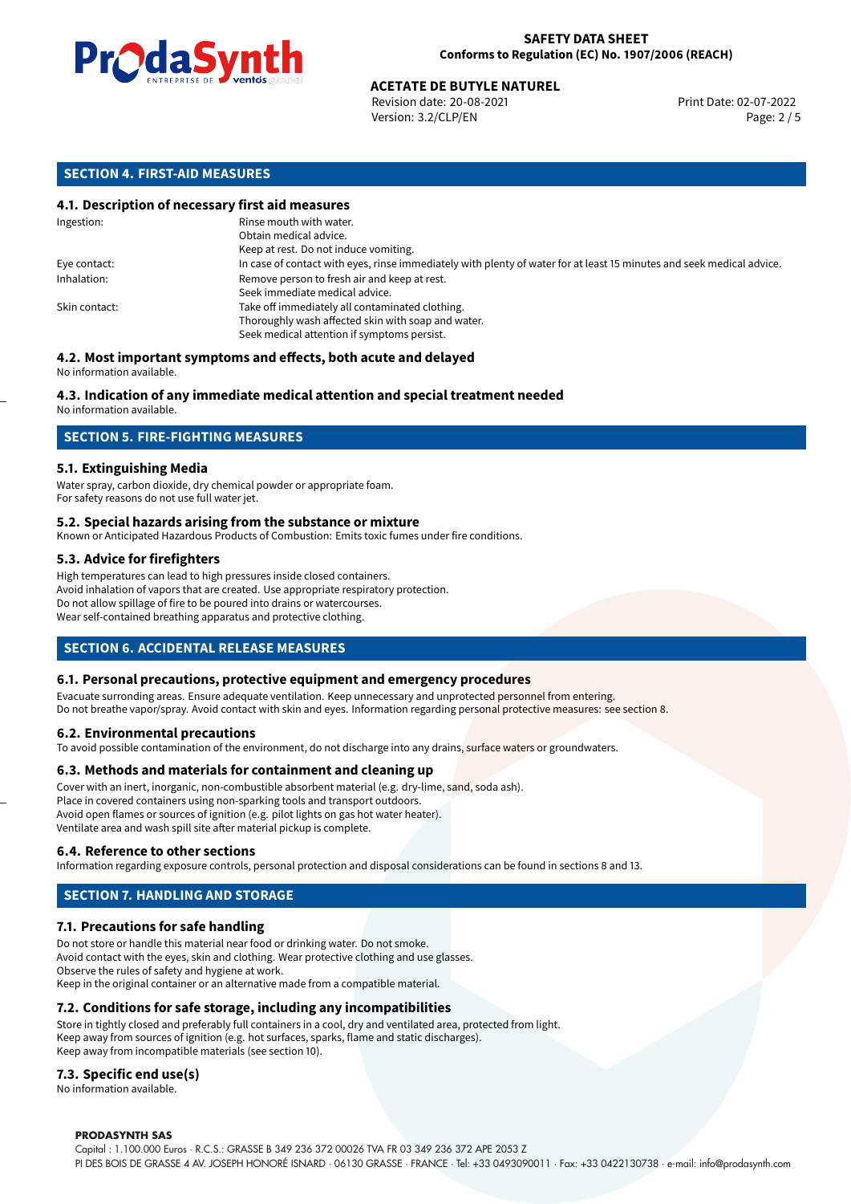## SECTION 4. FIRST-AID MEASURES

### 4.1. Description of necessary first aid measures

| | |
|---|---|
| Ingestion: | Rinse mouth with water. Obtain medical advice. Keep at rest. Do not induce vomiting. |
| Eye contact: | In case of contact with eyes, rinse immediately with plenty of water for at least 15 minutes and seek medical advice. |
| Inhalation: | Remove person to fresh air and keep at rest. Seek immediate medical advice. |
| Skin contact: | Take off immediately all contaminated clothing. Thoroughly wash affected skin with soap and water. Seek medical attention if symptoms persist. |

### 4.2. Most important symptoms and effects, both acute and delayed

No information available.

### 4.3. Indication of any immediate medical attention and special treatment needed

No information available.

## SECTION 5. FIRE-FIGHTING MEASURES

### 5.1. Extinguishing Media

Water spray, carbon dioxide, dry chemical powder or appropriate foam.
For safety reasons do not use full water jet.

### 5.2. Special hazards arising from the substance or mixture

Known or Anticipated Hazardous Products of Combustion: Emits toxic fumes under fire conditions.

### 5.3. Advice for firefighters

High temperatures can lead to high pressures inside closed containers.
Avoid inhalation of vapors that are created. Use appropriate respiratory protection.
Do not allow spillage of fire to be poured into drains or watercourses.
Wear self-contained breathing apparatus and protective clothing.

## SECTION 6. ACCIDENTAL RELEASE MEASURES

### 6.1. Personal precautions, protective equipment and emergency procedures

Evacuate surronding areas. Ensure adequate ventilation. Keep unnecessary and unprotected personnel from entering.
Do not breathe vapor/spray. Avoid contact with skin and eyes. Information regarding personal protective measures: see section 8.

### 6.2. Environmental precautions

To avoid possible contamination of the environment, do not discharge into any drains, surface waters or groundwaters.

### 6.3. Methods and materials for containment and cleaning up

Cover with an inert, inorganic, non-combustible absorbent material (e.g. dry-lime, sand, soda ash).
Place in covered containers using non-sparking tools and transport outdoors.
Avoid open flames or sources of ignition (e.g. pilot lights on gas hot water heater).
Ventilate area and wash spill site after material pickup is complete.

### 6.4. Reference to other sections

Information regarding exposure controls, personal protection and disposal considerations can be found in sections 8 and 13.

## SECTION 7. HANDLING AND STORAGE

### 7.1. Precautions for safe handling

Do not store or handle this material near food or drinking water. Do not smoke.
Avoid contact with the eyes, skin and clothing. Wear protective clothing and use glasses.
Observe the rules of safety and hygiene at work.
Keep in the original container or an alternative made from a compatible material.

### 7.2. Conditions for safe storage, including any incompatibilities

Store in tightly closed and preferably full containers in a cool, dry and ventilated area, protected from light.
Keep away from sources of ignition (e.g. hot surfaces, sparks, flame and static discharges).
Keep away from incompatible materials (see section 10).

### 7.3. Specific end use(s)

No information available.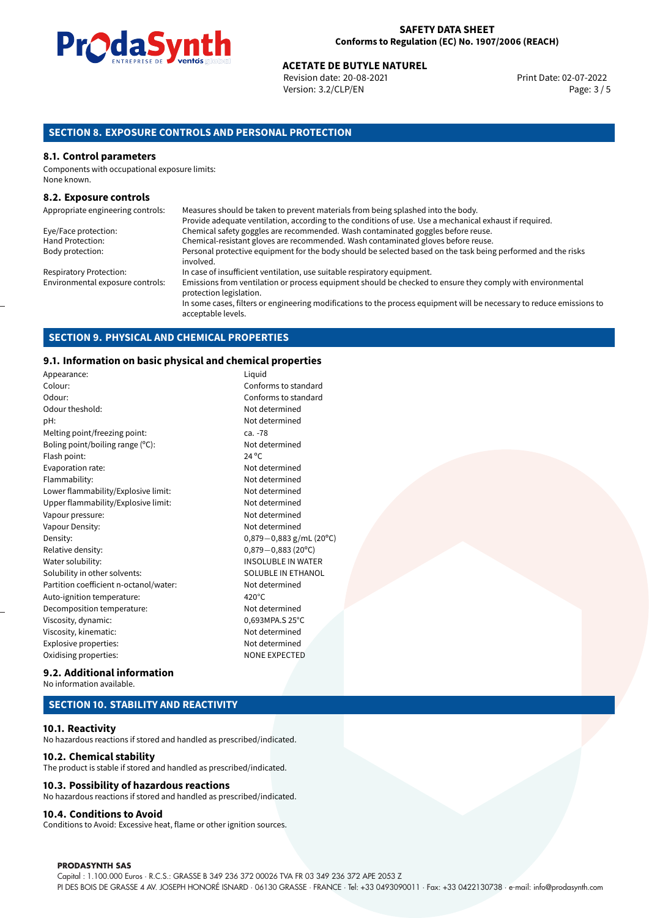## SECTION 8. EXPOSURE CONTROLS AND PERSONAL PROTECTION

### 8.1. Control parameters

Components with occupational exposure limits:
None known.

### 8.2. Exposure controls

| | |
|---|---|
| Appropriate engineering controls: | Measures should be taken to prevent materials from being splashed into the body. Provide adequate ventilation, according to the conditions of use. Use a mechanical exhaust if required. |
| Eye/Face protection: | Chemical safety goggles are recommended. Wash contaminated goggles before reuse. |
| Hand Protection: | Chemical-resistant gloves are recommended. Wash contaminated gloves before reuse. |
| Body protection: | Personal protective equipment for the body should be selected based on the task being performed and the risks involved. |
| Respiratory Protection: | In case of insufficient ventilation, use suitable respiratory equipment. |
| Environmental exposure controls: | Emissions from ventilation or process equipment should be checked to ensure they comply with environmental protection legislation. In some cases, filters or engineering modifications to the process equipment will be necessary to reduce emissions to acceptable levels. |

## SECTION 9. PHYSICAL AND CHEMICAL PROPERTIES

### 9.1. Information on basic physical and chemical properties

| | |
|---|---|
| Appearance: | Liquid |
| Colour: | Conforms to standard |
| Odour: | Conforms to standard |
| Odour theshold: | Not determined |
| pH: | Not determined |
| Melting point/freezing point: | ca. -78 |
| Boling point/boiling range (°C): | Not determined |
| Flash point: | 24 °C |
| Evaporation rate: | Not determined |
| Flammability: | Not determined |
| Lower flammability/Explosive limit: | Not determined |
| Upper flammability/Explosive limit: | Not determined |
| Vapour pressure: | Not determined |
| Vapour Density: | Not determined |
| Density: | 0,879−0,883 g/mL (20°C) |
| Relative density: | 0,879−0,883 (20°C) |
| Water solubility: | INSOLUBLE IN WATER |
| Solubility in other solvents: | SOLUBLE IN ETHANOL |
| Partition coefficient n-octanol/water: | Not determined |
| Auto-ignition temperature: | 420°C |
| Decomposition temperature: | Not determined |
| Viscosity, dynamic: | 0,693MPA.S 25°C |
| Viscosity, kinematic: | Not determined |
| Explosive properties: | Not determined |
| Oxidising properties: | NONE EXPECTED |

### 9.2. Additional information

No information available.

## SECTION 10. STABILITY AND REACTIVITY

### 10.1. Reactivity

No hazardous reactions if stored and handled as prescribed/indicated.

### 10.2. Chemical stability

The product is stable if stored and handled as prescribed/indicated.

### 10.3. Possibility of hazardous reactions

No hazardous reactions if stored and handled as prescribed/indicated.

### 10.4. Conditions to Avoid

Conditions to Avoid: Excessive heat, flame or other ignition sources.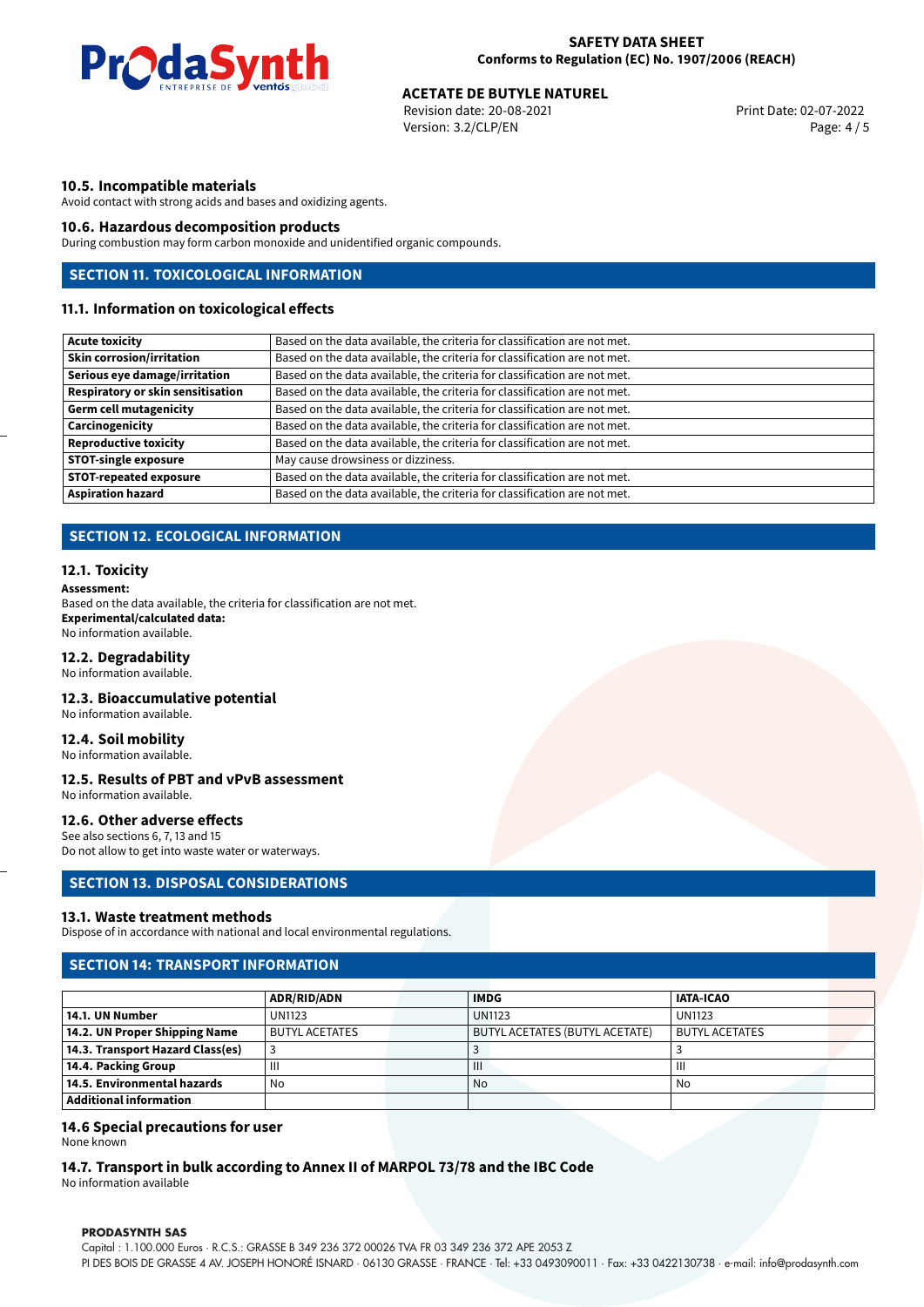### 10.5. Incompatible materials

Avoid contact with strong acids and bases and oxidizing agents.

### 10.6. Hazardous decomposition products

During combustion may form carbon monoxide and unidentified organic compounds.

## SECTION 11. TOXICOLOGICAL INFORMATION

### 11.1. Information on toxicological effects

| | |
|---|---|
| **Acute toxicity** | Based on the data available, the criteria for classification are not met. |
| **Skin corrosion/irritation** | Based on the data available, the criteria for classification are not met. |
| **Serious eye damage/irritation** | Based on the data available, the criteria for classification are not met. |
| **Respiratory or skin sensitisation** | Based on the data available, the criteria for classification are not met. |
| **Germ cell mutagenicity** | Based on the data available, the criteria for classification are not met. |
| **Carcinogenicity** | Based on the data available, the criteria for classification are not met. |
| **Reproductive toxicity** | Based on the data available, the criteria for classification are not met. |
| **STOT-single exposure** | May cause drowsiness or dizziness. |
| **STOT-repeated exposure** | Based on the data available, the criteria for classification are not met. |
| **Aspiration hazard** | Based on the data available, the criteria for classification are not met. |

## SECTION 12. ECOLOGICAL INFORMATION

### 12.1. Toxicity

**Assessment:**
Based on the data available, the criteria for classification are not met.
**Experimental/calculated data:**
No information available.

### 12.2. Degradability

No information available.

### 12.3. Bioaccumulative potential

No information available.

### 12.4. Soil mobility

No information available.

### 12.5. Results of PBT and vPvB assessment

No information available.

### 12.6. Other adverse effects

See also sections 6, 7, 13 and 15
Do not allow to get into waste water or waterways.

## SECTION 13. DISPOSAL CONSIDERATIONS

### 13.1. Waste treatment methods

Dispose of in accordance with national and local environmental regulations.

## SECTION 14: TRANSPORT INFORMATION

| | ADR/RID/ADN | IMDG | IATA-ICAO |
|---|---|---|---|
| **14.1. UN Number** | UN1123 | UN1123 | UN1123 |
| **14.2. UN Proper Shipping Name** | BUTYL ACETATES | BUTYL ACETATES (BUTYL ACETATE) | BUTYL ACETATES |
| **14.3. Transport Hazard Class(es)** | 3 | 3 | 3 |
| **14.4. Packing Group** | III | III | III |
| **14.5. Environmental hazards** | No | No | No |
| **Additional information** | | | |

### 14.6 Special precautions for user

None known

### 14.7. Transport in bulk according to Annex II of MARPOL 73/78 and the IBC Code

No information available

**PRODASYNTH SAS**
Capital : 1.100.000 Euros · R.C.S.: GRASSE B 349 236 372 00026 TVA FR 03 349 236 372 APE 2053 Z
PI DES BOIS DE GRASSE 4 AV. JOSEPH HONORÉ ISNARD · 06130 GRASSE · FRANCE · Tel: +33 0493090011 · Fax: +33 0422130738 · e-mail: info@prodasynth.com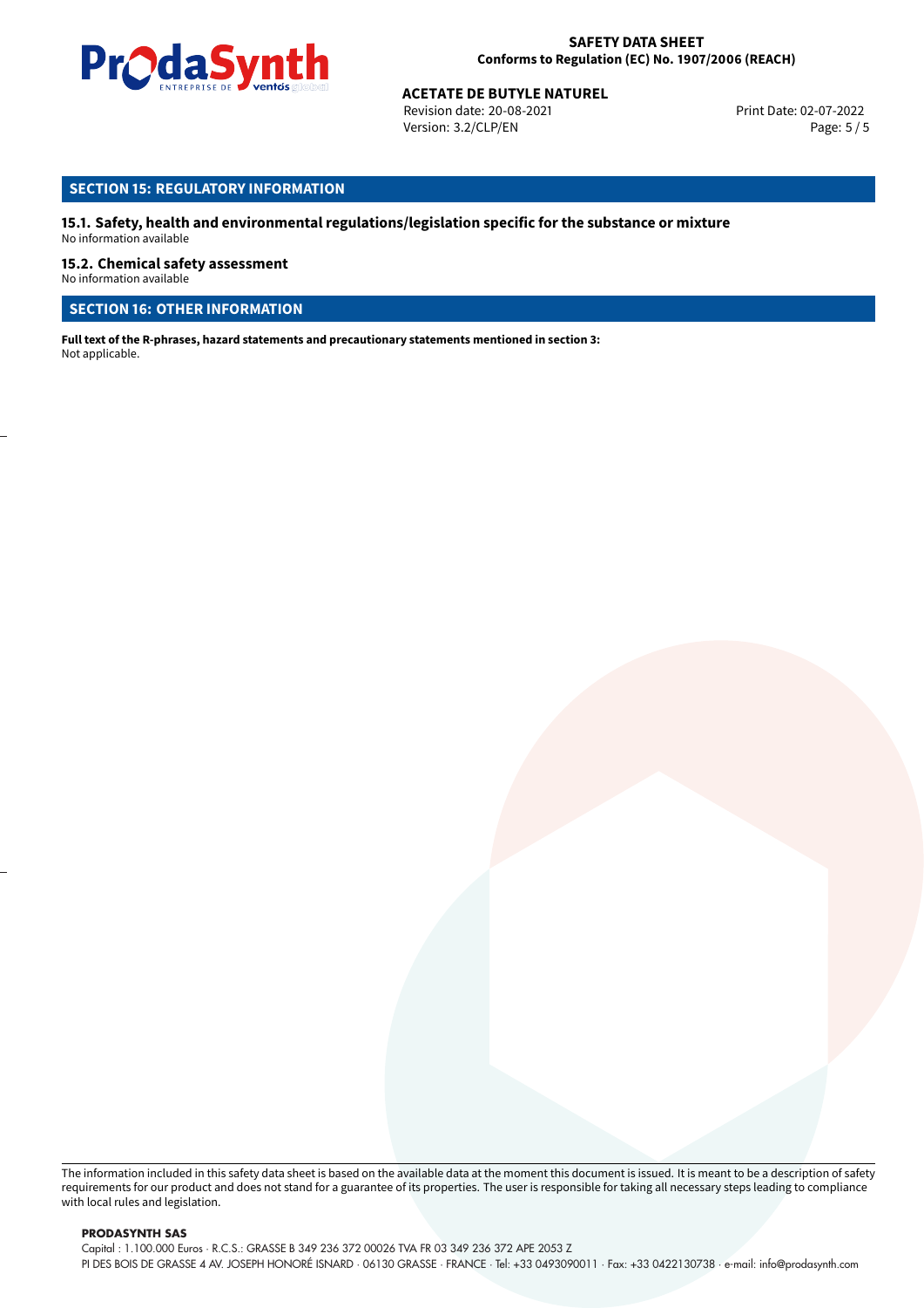## SECTION 15: REGULATORY INFORMATION

### 15.1. Safety, health and environmental regulations/legislation specific for the substance or mixture

No information available

### 15.2. Chemical safety assessment

No information available

## SECTION 16: OTHER INFORMATION

**Full text of the R-phrases, hazard statements and precautionary statements mentioned in section 3:**

Not applicable.

The information included in this safety data sheet is based on the available data at the moment this document is issued. It is meant to be a description of safety requirements for our product and does not stand for a guarantee of its properties. The user is responsible for taking all necessary steps leading to compliance with local rules and legislation.